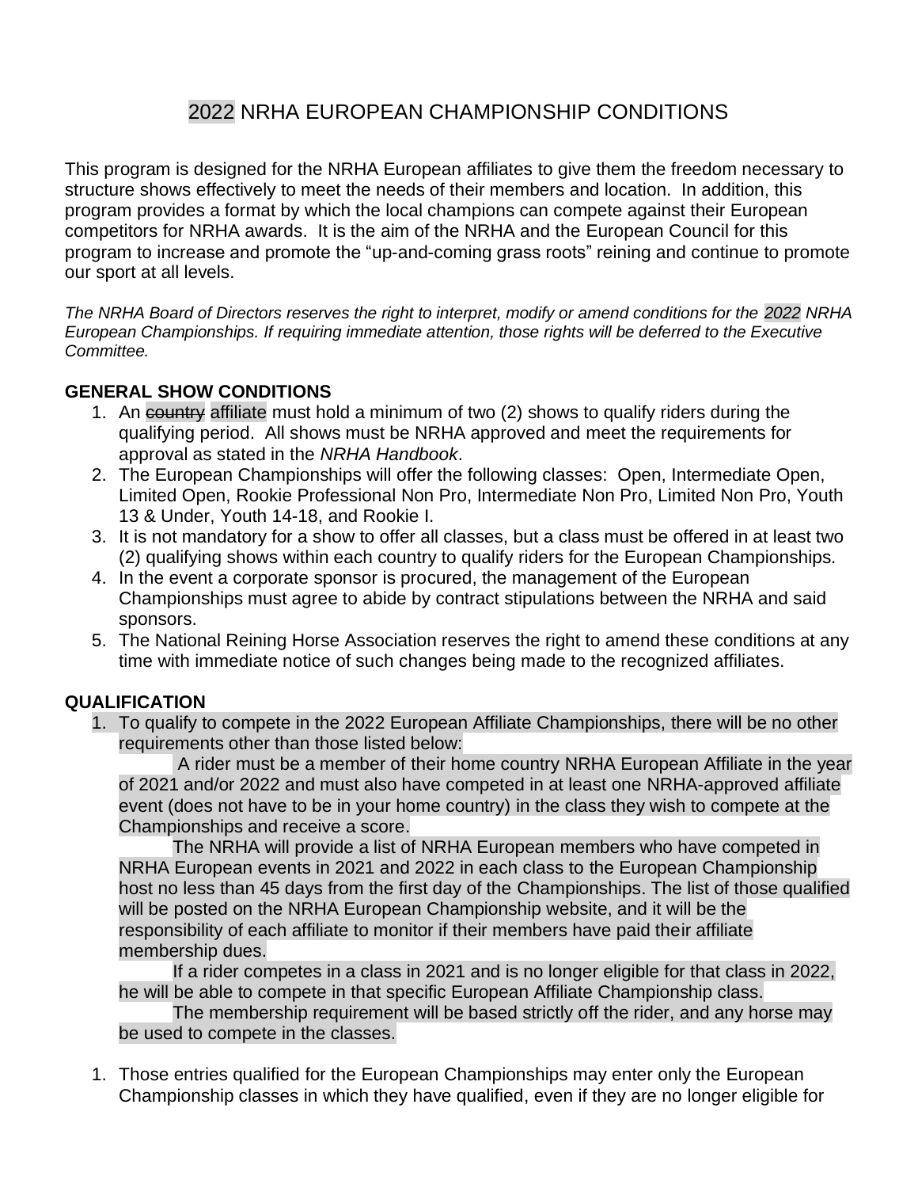# 2022 NRHA EUROPEAN CHAMPIONSHIP CONDITIONS

This program is designed for the NRHA European affiliates to give them the freedom necessary to structure shows effectively to meet the needs of their members and location. In addition, this program provides a format by which the local champions can compete against their European competitors for NRHA awards. It is the aim of the NRHA and the European Council for this program to increase and promote the "up-and-coming grass roots" reining and continue to promote our sport at all levels.

*The NRHA Board of Directors reserves the right to interpret, modify or amend conditions for the 2022 NRHA European Championships. If requiring immediate attention, those rights will be deferred to the Executive Committee.*

## GENERAL SHOW CONDITIONS

1. An ~~country~~ affiliate must hold a minimum of two (2) shows to qualify riders during the qualifying period. All shows must be NRHA approved and meet the requirements for approval as stated in the *NRHA Handbook*.
2. The European Championships will offer the following classes: Open, Intermediate Open, Limited Open, Rookie Professional Non Pro, Intermediate Non Pro, Limited Non Pro, Youth 13 & Under, Youth 14-18, and Rookie I.
3. It is not mandatory for a show to offer all classes, but a class must be offered in at least two (2) qualifying shows within each country to qualify riders for the European Championships.
4. In the event a corporate sponsor is procured, the management of the European Championships must agree to abide by contract stipulations between the NRHA and said sponsors.
5. The National Reining Horse Association reserves the right to amend these conditions at any time with immediate notice of such changes being made to the recognized affiliates.

## QUALIFICATION

1. To qualify to compete in the 2022 European Affiliate Championships, there will be no other requirements other than those listed below:

   A rider must be a member of their home country NRHA European Affiliate in the year of 2021 and/or 2022 and must also have competed in at least one NRHA-approved affiliate event (does not have to be in your home country) in the class they wish to compete at the Championships and receive a score.

   The NRHA will provide a list of NRHA European members who have competed in NRHA European events in 2021 and 2022 in each class to the European Championship host no less than 45 days from the first day of the Championships. The list of those qualified will be posted on the NRHA European Championship website, and it will be the responsibility of each affiliate to monitor if their members have paid their affiliate membership dues.

   If a rider competes in a class in 2021 and is no longer eligible for that class in 2022, he will be able to compete in that specific European Affiliate Championship class.

   The membership requirement will be based strictly off the rider, and any horse may be used to compete in the classes.

1. Those entries qualified for the European Championships may enter only the European Championship classes in which they have qualified, even if they are no longer eligible for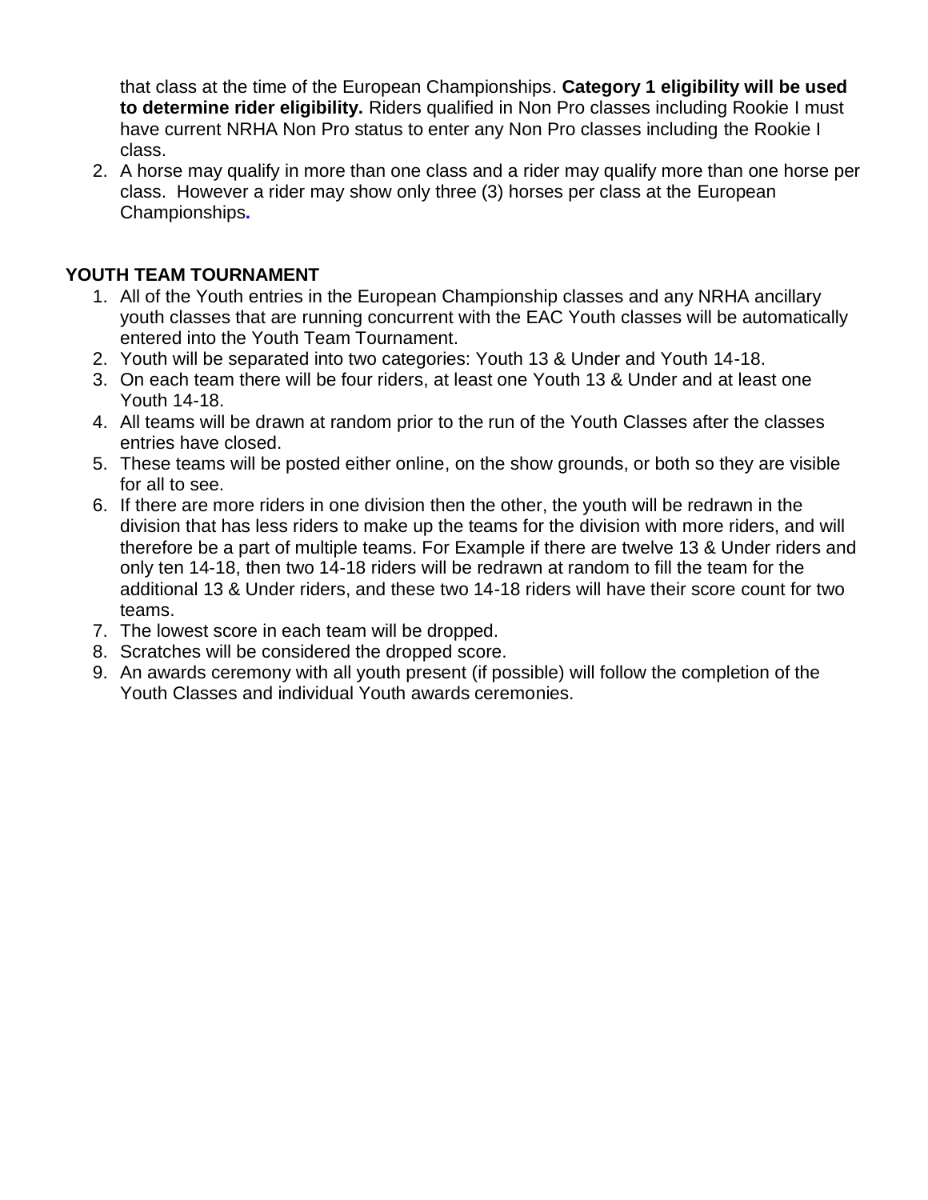that class at the time of the European Championships. **Category 1 eligibility will be used to determine rider eligibility.** Riders qualified in Non Pro classes including Rookie I must have current NRHA Non Pro status to enter any Non Pro classes including the Rookie I class.

2. A horse may qualify in more than one class and a rider may qualify more than one horse per class. However a rider may show only three (3) horses per class at the European Championships.

**YOUTH TEAM TOURNAMENT**

1. All of the Youth entries in the European Championship classes and any NRHA ancillary youth classes that are running concurrent with the EAC Youth classes will be automatically entered into the Youth Team Tournament.
2. Youth will be separated into two categories: Youth 13 & Under and Youth 14-18.
3. On each team there will be four riders, at least one Youth 13 & Under and at least one Youth 14-18.
4. All teams will be drawn at random prior to the run of the Youth Classes after the classes entries have closed.
5. These teams will be posted either online, on the show grounds, or both so they are visible for all to see.
6. If there are more riders in one division then the other, the youth will be redrawn in the division that has less riders to make up the teams for the division with more riders, and will therefore be a part of multiple teams. For Example if there are twelve 13 & Under riders and only ten 14-18, then two 14-18 riders will be redrawn at random to fill the team for the additional 13 & Under riders, and these two 14-18 riders will have their score count for two teams.
7. The lowest score in each team will be dropped.
8. Scratches will be considered the dropped score.
9. An awards ceremony with all youth present (if possible) will follow the completion of the Youth Classes and individual Youth awards ceremonies.